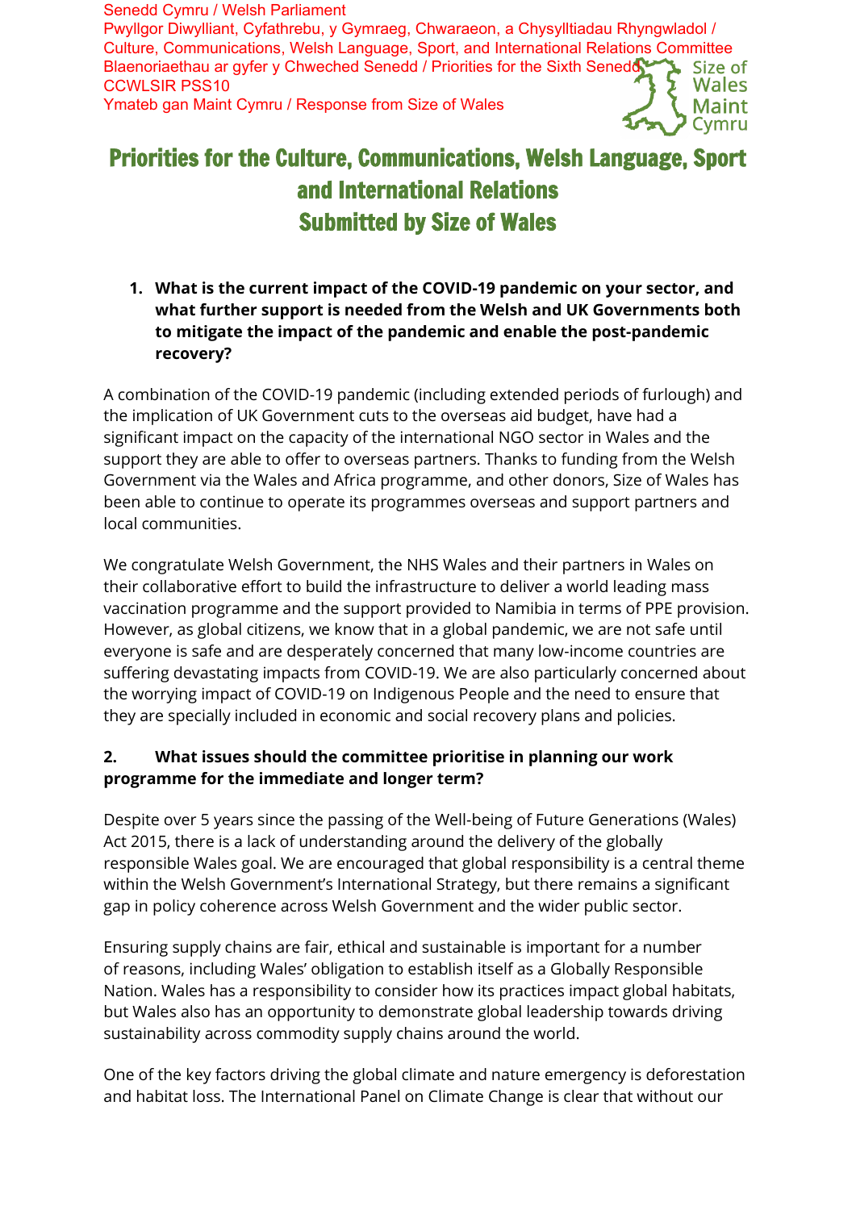Senedd Cymru / Welsh Parliament
Pwyllgor Diwylliant, Cyfathrebu, y Gymraeg, Chwaraeon, a Chysylltiadau Rhyngwladol / Culture, Communications, Welsh Language, Sport, and International Relations Committee
Blaenoriaethau ar gyfer y Chweched Senedd / Priorities for the Sixth Senedd
CCWLSIR PSS10
Ymateb gan Maint Cymru / Response from Size of Wales

Size of Wales
Maint Cymru

# Priorities for the Culture, Communications, Welsh Language, Sport and International Relations Submitted by Size of Wales

**1. What is the current impact of the COVID-19 pandemic on your sector, and what further support is needed from the Welsh and UK Governments both to mitigate the impact of the pandemic and enable the post-pandemic recovery?**

A combination of the COVID-19 pandemic (including extended periods of furlough) and the implication of UK Government cuts to the overseas aid budget, have had a significant impact on the capacity of the international NGO sector in Wales and the support they are able to offer to overseas partners. Thanks to funding from the Welsh Government via the Wales and Africa programme, and other donors, Size of Wales has been able to continue to operate its programmes overseas and support partners and local communities.

We congratulate Welsh Government, the NHS Wales and their partners in Wales on their collaborative effort to build the infrastructure to deliver a world leading mass vaccination programme and the support provided to Namibia in terms of PPE provision. However, as global citizens, we know that in a global pandemic, we are not safe until everyone is safe and are desperately concerned that many low-income countries are suffering devastating impacts from COVID-19. We are also particularly concerned about the worrying impact of COVID-19 on Indigenous People and the need to ensure that they are specially included in economic and social recovery plans and policies.

**2. What issues should the committee prioritise in planning our work programme for the immediate and longer term?**

Despite over 5 years since the passing of the Well-being of Future Generations (Wales) Act 2015, there is a lack of understanding around the delivery of the globally responsible Wales goal. We are encouraged that global responsibility is a central theme within the Welsh Government's International Strategy, but there remains a significant gap in policy coherence across Welsh Government and the wider public sector.

Ensuring supply chains are fair, ethical and sustainable is important for a number of reasons, including Wales' obligation to establish itself as a Globally Responsible Nation. Wales has a responsibility to consider how its practices impact global habitats, but Wales also has an opportunity to demonstrate global leadership towards driving sustainability across commodity supply chains around the world.

One of the key factors driving the global climate and nature emergency is deforestation and habitat loss. The International Panel on Climate Change is clear that without our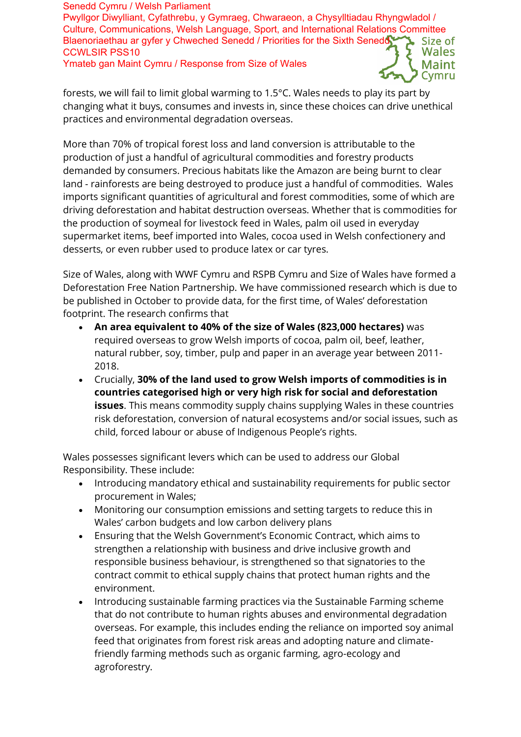forests, we will fail to limit global warming to 1.5°C. Wales needs to play its part by changing what it buys, consumes and invests in, since these choices can drive unethical practices and environmental degradation overseas.

More than 70% of tropical forest loss and land conversion is attributable to the production of just a handful of agricultural commodities and forestry products demanded by consumers. Precious habitats like the Amazon are being burnt to clear land - rainforests are being destroyed to produce just a handful of commodities. Wales imports significant quantities of agricultural and forest commodities, some of which are driving deforestation and habitat destruction overseas. Whether that is commodities for the production of soymeal for livestock feed in Wales, palm oil used in everyday supermarket items, beef imported into Wales, cocoa used in Welsh confectionery and desserts, or even rubber used to produce latex or car tyres.

Size of Wales, along with WWF Cymru and RSPB Cymru and Size of Wales have formed a Deforestation Free Nation Partnership. We have commissioned research which is due to be published in October to provide data, for the first time, of Wales' deforestation footprint. The research confirms that

- **An area equivalent to 40% of the size of Wales (823,000 hectares)** was required overseas to grow Welsh imports of cocoa, palm oil, beef, leather, natural rubber, soy, timber, pulp and paper in an average year between 2011-2018.
- Crucially, **30% of the land used to grow Welsh imports of commodities is in countries categorised high or very high risk for social and deforestation issues**. This means commodity supply chains supplying Wales in these countries risk deforestation, conversion of natural ecosystems and/or social issues, such as child, forced labour or abuse of Indigenous People's rights.

Wales possesses significant levers which can be used to address our Global Responsibility. These include:

- Introducing mandatory ethical and sustainability requirements for public sector procurement in Wales;
- Monitoring our consumption emissions and setting targets to reduce this in Wales' carbon budgets and low carbon delivery plans
- Ensuring that the Welsh Government's Economic Contract, which aims to strengthen a relationship with business and drive inclusive growth and responsible business behaviour, is strengthened so that signatories to the contract commit to ethical supply chains that protect human rights and the environment.
- Introducing sustainable farming practices via the Sustainable Farming scheme that do not contribute to human rights abuses and environmental degradation overseas. For example, this includes ending the reliance on imported soy animal feed that originates from forest risk areas and adopting nature and climate-friendly farming methods such as organic farming, agro-ecology and agroforestry.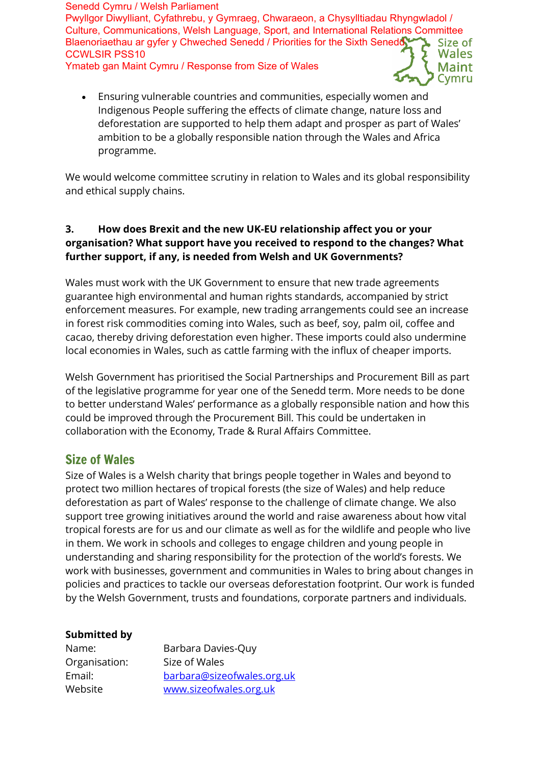- Ensuring vulnerable countries and communities, especially women and Indigenous People suffering the effects of climate change, nature loss and deforestation are supported to help them adapt and prosper as part of Wales' ambition to be a globally responsible nation through the Wales and Africa programme.

We would welcome committee scrutiny in relation to Wales and its global responsibility and ethical supply chains.

**3. How does Brexit and the new UK-EU relationship affect you or your organisation? What support have you received to respond to the changes? What further support, if any, is needed from Welsh and UK Governments?**

Wales must work with the UK Government to ensure that new trade agreements guarantee high environmental and human rights standards, accompanied by strict enforcement measures. For example, new trading arrangements could see an increase in forest risk commodities coming into Wales, such as beef, soy, palm oil, coffee and cacao, thereby driving deforestation even higher. These imports could also undermine local economies in Wales, such as cattle farming with the influx of cheaper imports.

Welsh Government has prioritised the Social Partnerships and Procurement Bill as part of the legislative programme for year one of the Senedd term. More needs to be done to better understand Wales' performance as a globally responsible nation and how this could be improved through the Procurement Bill. This could be undertaken in collaboration with the Economy, Trade & Rural Affairs Committee.

## Size of Wales

Size of Wales is a Welsh charity that brings people together in Wales and beyond to protect two million hectares of tropical forests (the size of Wales) and help reduce deforestation as part of Wales' response to the challenge of climate change. We also support tree growing initiatives around the world and raise awareness about how vital tropical forests are for us and our climate as well as for the wildlife and people who live in them. We work in schools and colleges to engage children and young people in understanding and sharing responsibility for the protection of the world's forests. We work with businesses, government and communities in Wales to bring about changes in policies and practices to tackle our overseas deforestation footprint. Our work is funded by the Welsh Government, trusts and foundations, corporate partners and individuals.

**Submitted by**

| | |
|---|---|
| Name: | Barbara Davies-Quy |
| Organisation: | Size of Wales |
| Email: | barbara@sizeofwales.org.uk |
| Website | www.sizeofwales.org.uk |